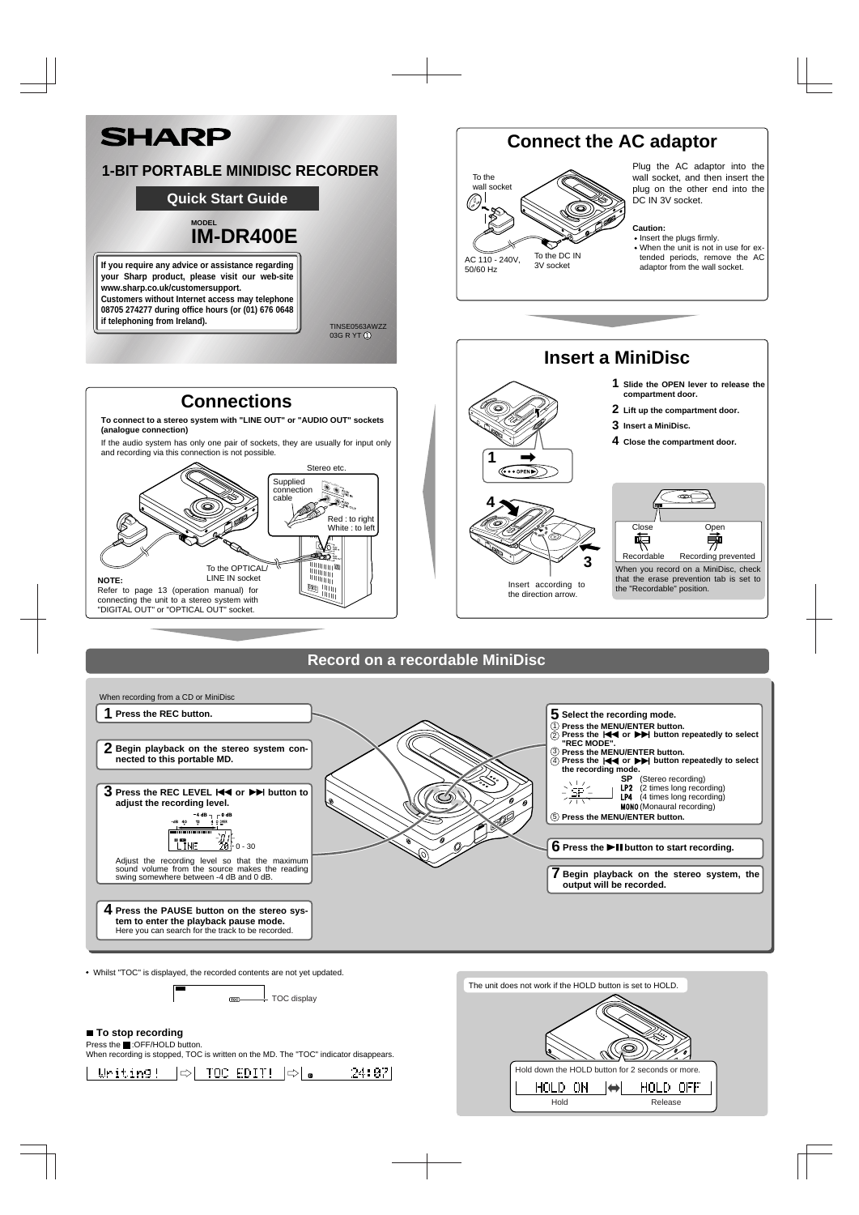# SHARP

## 1-BIT PORTABLE MINIDISC RECORDER

**Quick Start Guide**

MODEL
**IM-DR400E**

**If you require any advice or assistance regarding your Sharp product, please visit our web-site www.sharp.co.uk/customersupport.**
**Customers without Internet access may telephone 08705 274277 during office hours (or (01) 676 0648 if telephoning from Ireland).**

TINSE0563AWZZ
03G R YT ①

## Connect the AC adaptor

To the wall socket

AC 110 - 240V, 50/60 Hz

To the DC IN 3V socket

Plug the AC adaptor into the wall socket, and then insert the plug on the other end into the DC IN 3V socket.

**Caution:**
- Insert the plugs firmly.
- When the unit is not in use for extended periods, remove the AC adaptor from the wall socket.

## Connections

**To connect to a stereo system with "LINE OUT" or "AUDIO OUT" sockets (analogue connection)**

If the audio system has only one pair of sockets, they are usually for input only and recording via this connection is not possible.

Stereo etc.

Supplied connection cable

Red : to right
White : to left

To the OPTICAL/ LINE IN socket

**NOTE:**
Refer to page 13 (operation manual) for connecting the unit to a stereo system with "DIGITAL OUT" or "OPTICAL OUT" socket.

## Insert a MiniDisc

1. **Slide the OPEN lever to release the compartment door.**
2. **Lift up the compartment door.**
3. **Insert a MiniDisc.**
4. **Close the compartment door.**

Insert according to the direction arrow.

Close — Recordable
Open — Recording prevented

When you record on a MiniDisc, check that the erase prevention tab is set to the "Recordable" position.

## Record on a recordable MiniDisc

When recording from a CD or MiniDisc

1. **Press the REC button.**
2. **Begin playback on the stereo system connected to this portable MD.**
3. **Press the REC LEVEL |◀◀ or ▶▶| button to adjust the recording level.**

   -4 dB / 0 dB
   LINE 20 — 0 - 30

   Adjust the recording level so that the maximum sound volume from the source makes the reading swing somewhere between -4 dB and 0 dB.
4. **Press the PAUSE button on the stereo system to enter the playback pause mode.**
   Here you can search for the track to be recorded.
5. **Select the recording mode.**
   ① **Press the MENU/ENTER button.**
   ② **Press the |◀◀ or ▶▶| button repeatedly to select "REC MODE".**
   ③ **Press the MENU/ENTER button.**
   ④ **Press the |◀◀ or ▶▶| button repeatedly to select the recording mode.**
   - **SP** (Stereo recording)
   - **LP2** (2 times long recording)
   - **LP4** (4 times long recording)
   - **MONO** (Monaural recording)

   ⑤ **Press the MENU/ENTER button.**
6. **Press the ▶II button to start recording.**
7. **Begin playback on the stereo system, the output will be recorded.**

- Whilst "TOC" is displayed, the recorded contents are not yet updated.

TOC display

### ■ To stop recording

Press the ■ :OFF/HOLD button.
When recording is stopped, TOC is written on the MD. The "TOC" indicator disappears.

Writing! ⇨ TOC EDIT! ⇨ 24:07

The unit does not work if the HOLD button is set to HOLD.

Hold down the HOLD button for 2 seconds or more.

HOLD ON ⟺ HOLD OFF
Hold — Release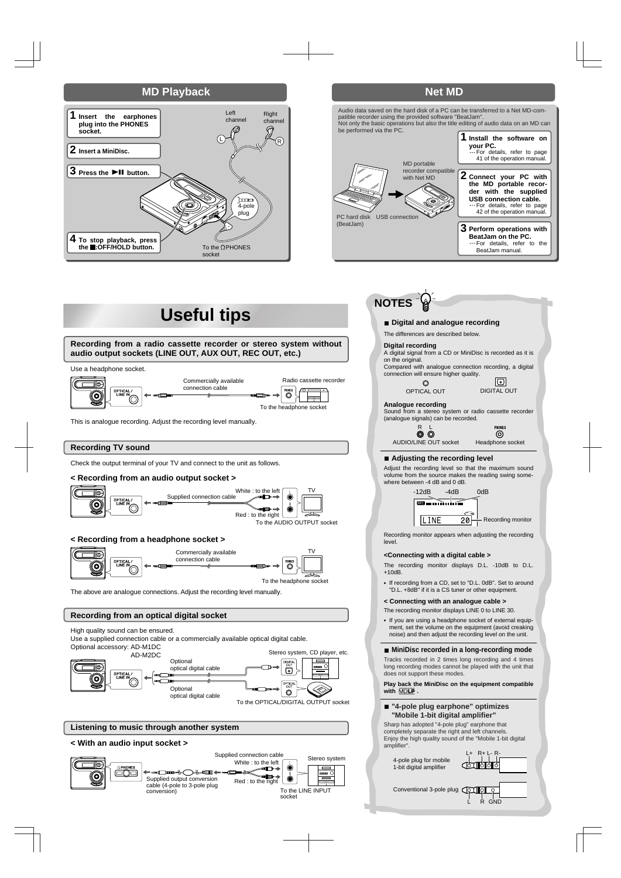## MD Playback

**1** **Insert the earphones plug into the PHONES socket.**

**2** **Insert a MiniDisc.**

**3** **Press the ►II button.**

**4** **To stop playback, press the ■:OFF/HOLD button.**

Left channel

Right channel

L

R

4-pole plug

To the ♫PHONES socket

## Net MD

Audio data saved on the hard disk of a PC can be transferred to a Net MD-compatible recorder using the provided software "BeatJam".
Not only the basic operations but also the title editing of audio data on an MD can be performed via the PC.

**1** **Install the software on your PC.**
… For details, refer to page 41 of the operation manual.

**2** **Connect your PC with the MD portable recorder with the supplied USB connection cable.**
… For details, refer to page 42 of the operation manual.

**3** **Perform operations with BeatJam on the PC.**
… For details, refer to the BeatJam manual.

MD portable recorder compatible with Net MD

PC hard disk (BeatJam)

USB connection

# Useful tips

### Recording from a radio cassette recorder or stereo system without audio output sockets (LINE OUT, AUX OUT, REC OUT, etc.)

Use a headphone socket.

Commercially available connection cable

Radio cassette recorder

OPTICAL / LINE IN

To the headphone socket

This is analogue recording. Adjust the recording level manually.

### Recording TV sound

Check the output terminal of your TV and connect to the unit as follows.

#### < Recording from an audio output socket >

Supplied connection cable

White : to the left

Red : to the right

TV

To the AUDIO OUTPUT socket

#### < Recording from a headphone socket >

Commercially available connection cable

TV

To the headphone socket

The above are analogue connections. Adjust the recording level manually.

### Recording from an optical digital socket

High quality sound can be ensured.
Use a supplied connection cable or a commercially available optical digital cable.
Optional accessory: AD-M1DC
AD-M2DC

Optional optical digital cable

Optional optical digital cable

Stereo system, CD player, etc.

To the OPTICAL/DIGITAL OUTPUT socket

### Listening to music through another system

#### < With an audio input socket >

Supplied connection cable

White : to the left

Red : to the right

Stereo system

Supplied output conversion cable (4-pole to 3-pole plug conversion)

To the LINE INPUT socket

## NOTES

### ■ Digital and analogue recording

The differences are described below.

**Digital recording**
A digital signal from a CD or MiniDisc is recorded as it is on the original.
Compared with analogue connection recording, a digital connection will ensure higher quality.

OPTICAL OUT

DIGITAL OUT

**Analogue recording**
Sound from a stereo system or radio cassette recorder (analogue signals) can be recorded.

R L

AUDIO/LINE OUT socket

PHONES

Headphone socket

### ■ Adjusting the recording level

Adjust the recording level so that the maximum sound volume from the source makes the reading swing somewhere between -4 dB and 0 dB.

-12dB -4dB 0dB

LINE 20

Recording monitor

Recording monitor appears when adjusting the recording level.

**<Connecting with a digital cable >**

The recording monitor displays D.L. -10dB to D.L. +10dB.

- If recording from a CD, set to "D.L. 0dB". Set to around "D.L. +8dB" if it is a CS tuner or other equipment.

**< Connecting with an analogue cable >**

The recording monitor displays LINE 0 to LINE 30.

- If you are using a headphone socket of external equipment, set the volume on the equipment (avoid creaking noise) and then adjust the recording level on the unit.

### ■ MiniDisc recorded in a long-recording mode

Tracks recorded in 2 times long recording and 4 times long recording modes cannot be played with the unit that does not support these modes.

**Play back the MiniDisc on the equipment compatible with MDLP .**

### ■ "4-pole plug earphone" optimizes "Mobile 1-bit digital amplifier"

Sharp has adopted "4-pole plug" earphone that completely separate the right and left channels.
Enjoy the high quality sound of the "Mobile 1-bit digital amplifier".

4-pole plug for mobile 1-bit digital amplifier

L+ R+ L- R-

Conventional 3-pole plug

L R GND